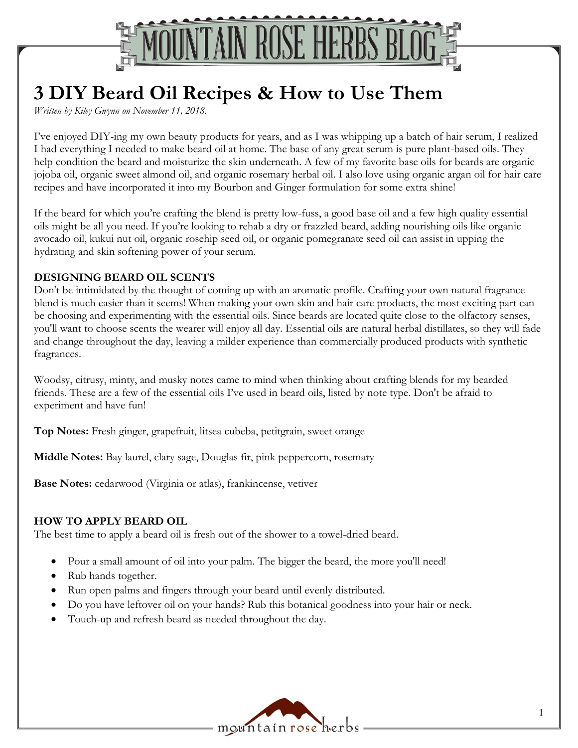# 3 DIY Beard Oil Recipes & How to Use Them

*Written by Kiley Gwynn on November 11, 2018.*

I've enjoyed DIY-ing my own beauty products for years, and as I was whipping up a batch of hair serum, I realized I had everything I needed to make beard oil at home. The base of any great serum is pure plant-based oils. They help condition the beard and moisturize the skin underneath. A few of my favorite base oils for beards are organic jojoba oil, organic sweet almond oil, and organic rosemary herbal oil. I also love using organic argan oil for hair care recipes and have incorporated it into my Bourbon and Ginger formulation for some extra shine!

If the beard for which you're crafting the blend is pretty low-fuss, a good base oil and a few high quality essential oils might be all you need. If you're looking to rehab a dry or frazzled beard, adding nourishing oils like organic avocado oil, kukui nut oil, organic rosehip seed oil, or organic pomegranate seed oil can assist in upping the hydrating and skin softening power of your serum.

## DESIGNING BEARD OIL SCENTS

Don't be intimidated by the thought of coming up with an aromatic profile. Crafting your own natural fragrance blend is much easier than it seems! When making your own skin and hair care products, the most exciting part can be choosing and experimenting with the essential oils. Since beards are located quite close to the olfactory senses, you'll want to choose scents the wearer will enjoy all day. Essential oils are natural herbal distillates, so they will fade and change throughout the day, leaving a milder experience than commercially produced products with synthetic fragrances.

Woodsy, citrusy, minty, and musky notes came to mind when thinking about crafting blends for my bearded friends. These are a few of the essential oils I've used in beard oils, listed by note type. Don't be afraid to experiment and have fun!

**Top Notes:** Fresh ginger, grapefruit, litsea cubeba, petitgrain, sweet orange

**Middle Notes:** Bay laurel, clary sage, Douglas fir, pink peppercorn, rosemary

**Base Notes:** cedarwood (Virginia or atlas), frankincense, vetiver

## HOW TO APPLY BEARD OIL

The best time to apply a beard oil is fresh out of the shower to a towel-dried beard.

- Pour a small amount of oil into your palm. The bigger the beard, the more you'll need!
- Rub hands together.
- Run open palms and fingers through your beard until evenly distributed.
- Do you have leftover oil on your hands? Rub this botanical goodness into your hair or neck.
- Touch-up and refresh beard as needed throughout the day.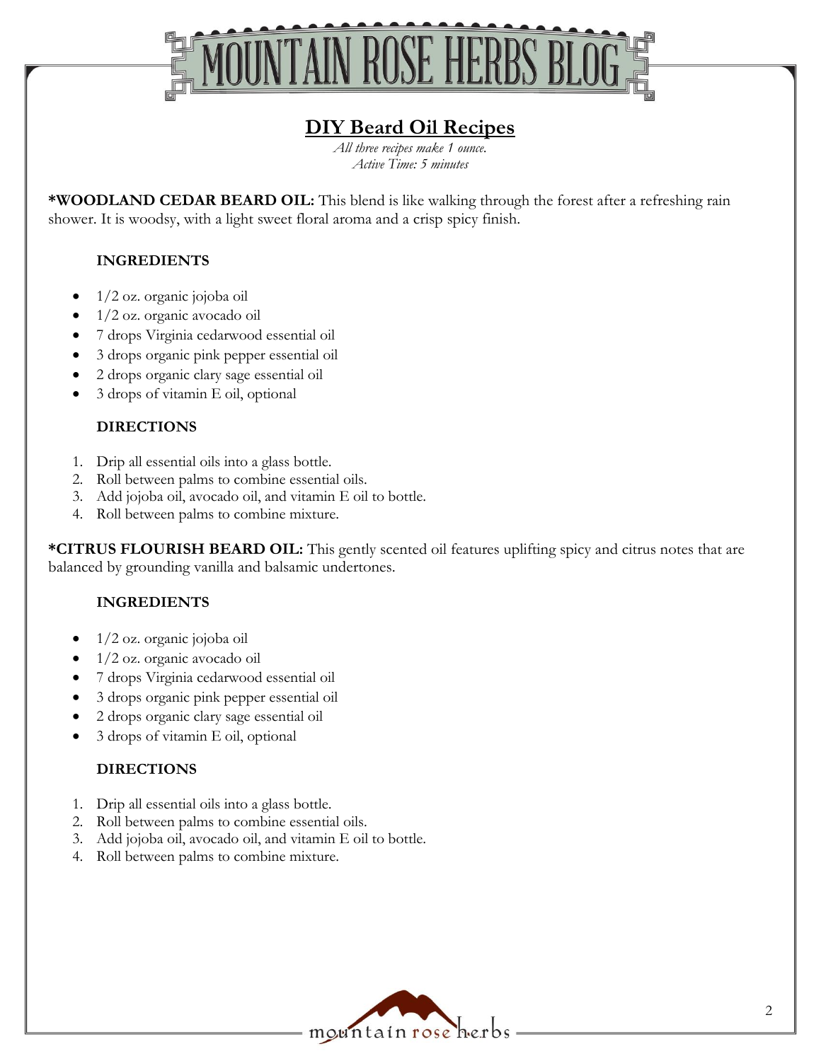## DIY Beard Oil Recipes

*All three recipes make 1 ounce.*
*Active Time: 5 minutes*

***WOODLAND CEDAR BEARD OIL:** This blend is like walking through the forest after a refreshing rain shower. It is woodsy, with a light sweet floral aroma and a crisp spicy finish.

**INGREDIENTS**

- 1/2 oz. organic jojoba oil
- 1/2 oz. organic avocado oil
- 7 drops Virginia cedarwood essential oil
- 3 drops organic pink pepper essential oil
- 2 drops organic clary sage essential oil
- 3 drops of vitamin E oil, optional

**DIRECTIONS**

1. Drip all essential oils into a glass bottle.
2. Roll between palms to combine essential oils.
3. Add jojoba oil, avocado oil, and vitamin E oil to bottle.
4. Roll between palms to combine mixture.

***CITRUS FLOURISH BEARD OIL:** This gently scented oil features uplifting spicy and citrus notes that are balanced by grounding vanilla and balsamic undertones.

**INGREDIENTS**

- 1/2 oz. organic jojoba oil
- 1/2 oz. organic avocado oil
- 7 drops Virginia cedarwood essential oil
- 3 drops organic pink pepper essential oil
- 2 drops organic clary sage essential oil
- 3 drops of vitamin E oil, optional

**DIRECTIONS**

1. Drip all essential oils into a glass bottle.
2. Roll between palms to combine essential oils.
3. Add jojoba oil, avocado oil, and vitamin E oil to bottle.
4. Roll between palms to combine mixture.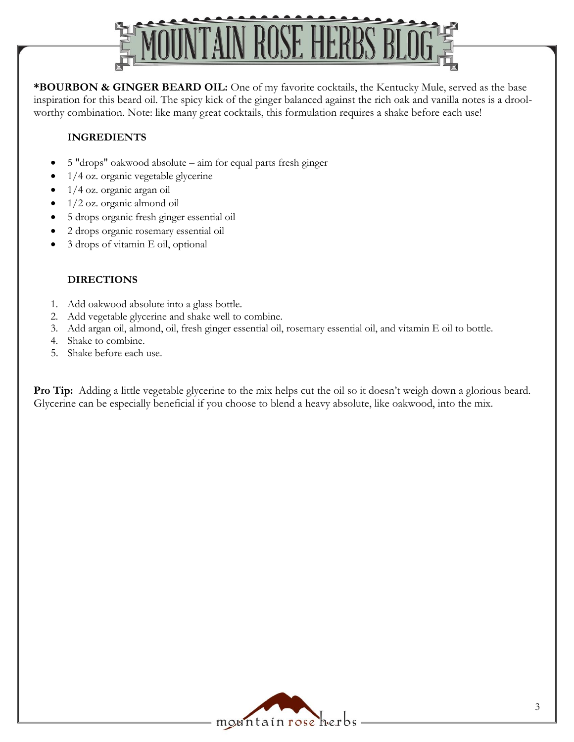**\*BOURBON & GINGER BEARD OIL:** One of my favorite cocktails, the Kentucky Mule, served as the base inspiration for this beard oil. The spicy kick of the ginger balanced against the rich oak and vanilla notes is a drool-worthy combination. Note: like many great cocktails, this formulation requires a shake before each use!

**INGREDIENTS**

- 5 "drops" oakwood absolute – aim for equal parts fresh ginger
- 1/4 oz. organic vegetable glycerine
- 1/4 oz. organic argan oil
- 1/2 oz. organic almond oil
- 5 drops organic fresh ginger essential oil
- 2 drops organic rosemary essential oil
- 3 drops of vitamin E oil, optional

**DIRECTIONS**

1. Add oakwood absolute into a glass bottle.
2. Add vegetable glycerine and shake well to combine.
3. Add argan oil, almond, oil, fresh ginger essential oil, rosemary essential oil, and vitamin E oil to bottle.
4. Shake to combine.
5. Shake before each use.

**Pro Tip:** Adding a little vegetable glycerine to the mix helps cut the oil so it doesn't weigh down a glorious beard. Glycerine can be especially beneficial if you choose to blend a heavy absolute, like oakwood, into the mix.